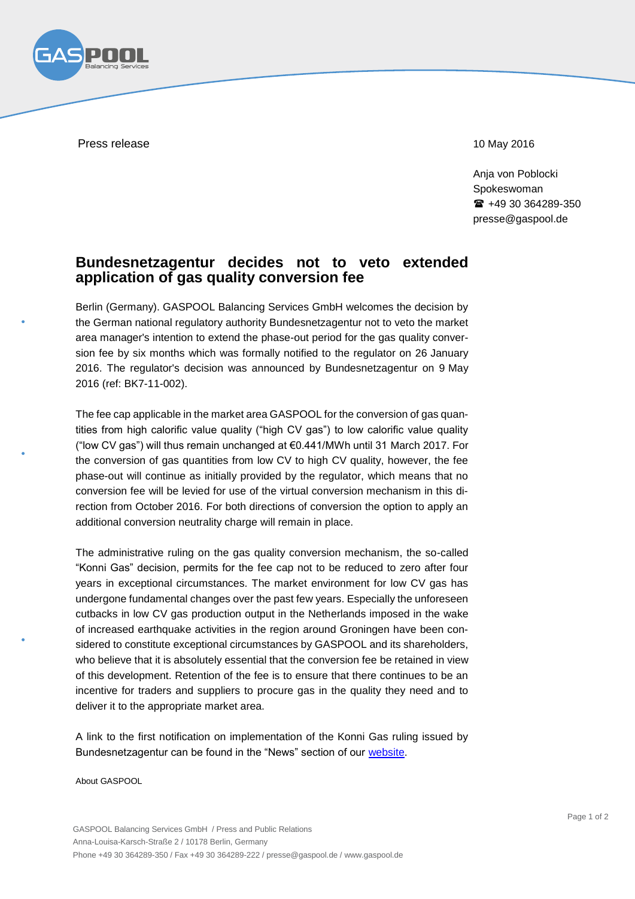Press release

10 May 2016

Anja von Poblocki
Spokeswoman
☎ +49 30 364289-350
presse@gaspool.de

# Bundesnetzagentur decides not to veto extended application of gas quality conversion fee

Berlin (Germany). GASPOOL Balancing Services GmbH welcomes the decision by the German national regulatory authority Bundesnetzagentur not to veto the market area manager's intention to extend the phase-out period for the gas quality conversion fee by six months which was formally notified to the regulator on 26 January 2016. The regulator's decision was announced by Bundesnetzagentur on 9 May 2016 (ref: BK7-11-002).

The fee cap applicable in the market area GASPOOL for the conversion of gas quantities from high calorific value quality ("high CV gas") to low calorific value quality ("low CV gas") will thus remain unchanged at €0.441/MWh until 31 March 2017. For the conversion of gas quantities from low CV to high CV quality, however, the fee phase-out will continue as initially provided by the regulator, which means that no conversion fee will be levied for use of the virtual conversion mechanism in this direction from October 2016. For both directions of conversion the option to apply an additional conversion neutrality charge will remain in place.

The administrative ruling on the gas quality conversion mechanism, the so-called "Konni Gas" decision, permits for the fee cap not to be reduced to zero after four years in exceptional circumstances. The market environment for low CV gas has undergone fundamental changes over the past few years. Especially the unforeseen cutbacks in low CV gas production output in the Netherlands imposed in the wake of increased earthquake activities in the region around Groningen have been considered to constitute exceptional circumstances by GASPOOL and its shareholders, who believe that it is absolutely essential that the conversion fee be retained in view of this development. Retention of the fee is to ensure that there continues to be an incentive for traders and suppliers to procure gas in the quality they need and to deliver it to the appropriate market area.

A link to the first notification on implementation of the Konni Gas ruling issued by Bundesnetzagentur can be found in the "News" section of our website.

About GASPOOL

GASPOOL Balancing Services GmbH / Press and Public Relations
Anna-Louisa-Karsch-Straße 2 / 10178 Berlin, Germany
Phone +49 30 364289-350 / Fax +49 30 364289-222 / presse@gaspool.de / www.gaspool.de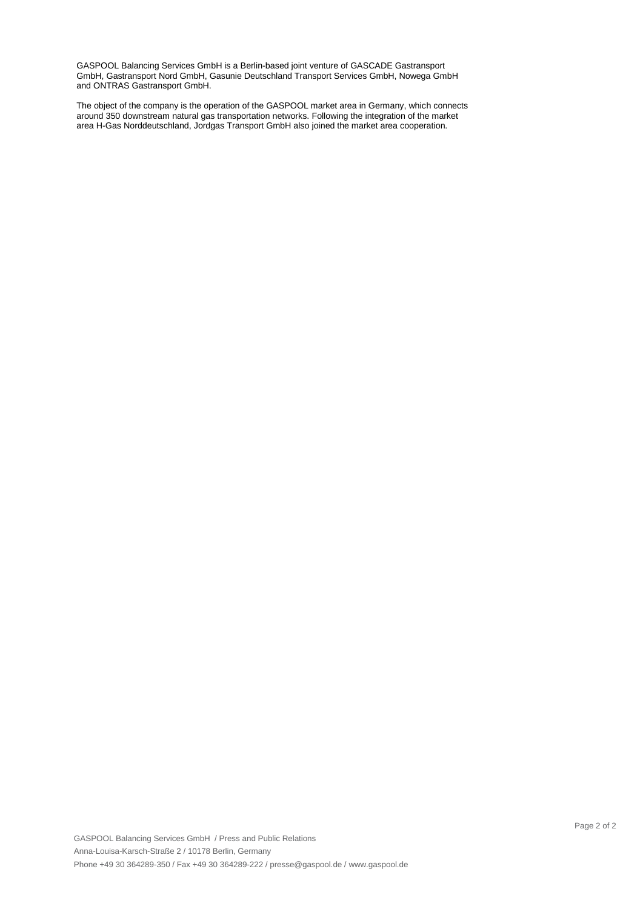GASPOOL Balancing Services GmbH is a Berlin-based joint venture of GASCADE Gastransport GmbH, Gastransport Nord GmbH, Gasunie Deutschland Transport Services GmbH, Nowega GmbH and ONTRAS Gastransport GmbH.

The object of the company is the operation of the GASPOOL market area in Germany, which connects around 350 downstream natural gas transportation networks. Following the integration of the market area H-Gas Norddeutschland, Jordgas Transport GmbH also joined the market area cooperation.

GASPOOL Balancing Services GmbH / Press and Public Relations
Anna-Louisa-Karsch-Straße 2 / 10178 Berlin, Germany
Phone +49 30 364289-350 / Fax +49 30 364289-222 / presse@gaspool.de / www.gaspool.de